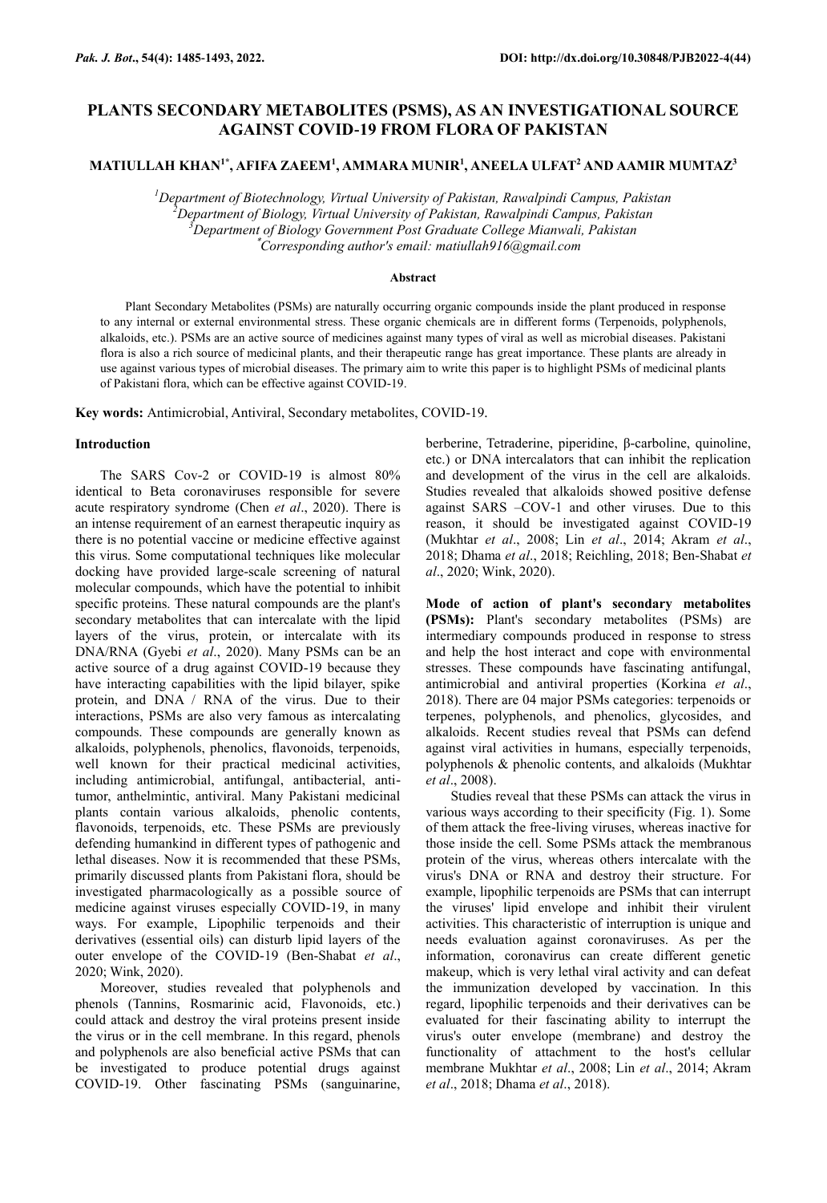# PLANTS SECONDARY METABOLITES (PSMS), AS AN INVESTIGATIONAL SOURCE AGAINST COVID-19 FROM FLORA OF PAKISTAN

**MATIULLAH KHAN[1*], AFIFA ZAEEM[1], AMMARA MUNIR[1], ANEELA ULFAT[2] AND AAMIR MUMTAZ[3]**

*[1]Department of Biotechnology, Virtual University of Pakistan, Rawalpindi Campus, Pakistan*
*[2]Department of Biology, Virtual University of Pakistan, Rawalpindi Campus, Pakistan*
*[3]Department of Biology Government Post Graduate College Mianwali, Pakistan*
*[*]Corresponding author's email: matiullah916@gmail.com*

## Abstract

Plant Secondary Metabolites (PSMs) are naturally occurring organic compounds inside the plant produced in response to any internal or external environmental stress. These organic chemicals are in different forms (Terpenoids, polyphenols, alkaloids, etc.). PSMs are an active source of medicines against many types of viral as well as microbial diseases. Pakistani flora is also a rich source of medicinal plants, and their therapeutic range has great importance. These plants are already in use against various types of microbial diseases. The primary aim to write this paper is to highlight PSMs of medicinal plants of Pakistani flora, which can be effective against COVID-19.

**Key words:** Antimicrobial, Antiviral, Secondary metabolites, COVID-19.

## Introduction

The SARS Cov-2 or COVID-19 is almost 80% identical to Beta coronaviruses responsible for severe acute respiratory syndrome (Chen *et al*., 2020). There is an intense requirement of an earnest therapeutic inquiry as there is no potential vaccine or medicine effective against this virus. Some computational techniques like molecular docking have provided large-scale screening of natural molecular compounds, which have the potential to inhibit specific proteins. These natural compounds are the plant's secondary metabolites that can intercalate with the lipid layers of the virus, protein, or intercalate with its DNA/RNA (Gyebi *et al*., 2020). Many PSMs can be an active source of a drug against COVID-19 because they have interacting capabilities with the lipid bilayer, spike protein, and DNA / RNA of the virus. Due to their interactions, PSMs are also very famous as intercalating compounds. These compounds are generally known as alkaloids, polyphenols, phenolics, flavonoids, terpenoids, well known for their practical medicinal activities, including antimicrobial, antifungal, antibacterial, anti-tumor, anthelmintic, antiviral. Many Pakistani medicinal plants contain various alkaloids, phenolic contents, flavonoids, terpenoids, etc. These PSMs are previously defending humankind in different types of pathogenic and lethal diseases. Now it is recommended that these PSMs, primarily discussed plants from Pakistani flora, should be investigated pharmacologically as a possible source of medicine against viruses especially COVID-19, in many ways. For example, Lipophilic terpenoids and their derivatives (essential oils) can disturb lipid layers of the outer envelope of the COVID-19 (Ben-Shabat *et al*., 2020; Wink, 2020).

Moreover, studies revealed that polyphenols and phenols (Tannins, Rosmarinic acid, Flavonoids, etc.) could attack and destroy the viral proteins present inside the virus or in the cell membrane. In this regard, phenols and polyphenols are also beneficial active PSMs that can be investigated to produce potential drugs against COVID-19. Other fascinating PSMs (sanguinarine, berberine, Tetraderine, piperidine, β-carboline, quinoline, etc.) or DNA intercalators that can inhibit the replication and development of the virus in the cell are alkaloids. Studies revealed that alkaloids showed positive defense against SARS –COV-1 and other viruses. Due to this reason, it should be investigated against COVID-19 (Mukhtar *et al*., 2008; Lin *et al*., 2014; Akram *et al*., 2018; Dhama *et al*., 2018; Reichling, 2018; Ben-Shabat *et al*., 2020; Wink, 2020).

**Mode of action of plant's secondary metabolites (PSMs):** Plant's secondary metabolites (PSMs) are intermediary compounds produced in response to stress and help the host interact and cope with environmental stresses. These compounds have fascinating antifungal, antimicrobial and antiviral properties (Korkina *et al*., 2018). There are 04 major PSMs categories: terpenoids or terpenes, polyphenols, and phenolics, glycosides, and alkaloids. Recent studies reveal that PSMs can defend against viral activities in humans, especially terpenoids, polyphenols & phenolic contents, and alkaloids (Mukhtar *et al*., 2008).

Studies reveal that these PSMs can attack the virus in various ways according to their specificity (Fig. 1). Some of them attack the free-living viruses, whereas inactive for those inside the cell. Some PSMs attack the membranous protein of the virus, whereas others intercalate with the virus's DNA or RNA and destroy their structure. For example, lipophilic terpenoids are PSMs that can interrupt the viruses' lipid envelope and inhibit their virulent activities. This characteristic of interruption is unique and needs evaluation against coronaviruses. As per the information, coronavirus can create different genetic makeup, which is very lethal viral activity and can defeat the immunization developed by vaccination. In this regard, lipophilic terpenoids and their derivatives can be evaluated for their fascinating ability to interrupt the virus's outer envelope (membrane) and destroy the functionality of attachment to the host's cellular membrane Mukhtar *et al*., 2008; Lin *et al*., 2014; Akram *et al*., 2018; Dhama *et al*., 2018).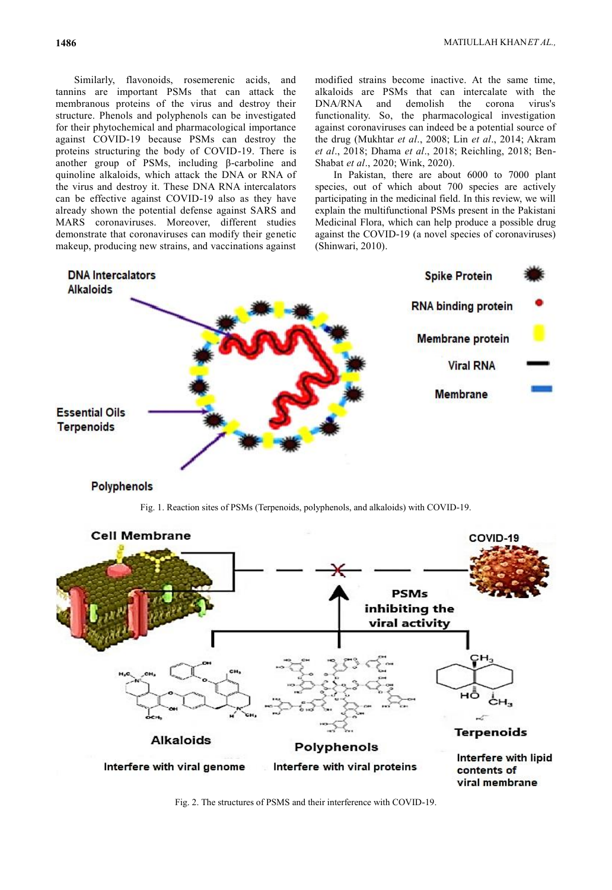Similarly, flavonoids, rosemerenic acids, and tannins are important PSMs that can attack the membranous proteins of the virus and destroy their structure. Phenols and polyphenols can be investigated for their phytochemical and pharmacological importance against COVID-19 because PSMs can destroy the proteins structuring the body of COVID-19. There is another group of PSMs, including β-carboline and quinoline alkaloids, which attack the DNA or RNA of the virus and destroy it. These DNA RNA intercalators can be effective against COVID-19 also as they have already shown the potential defense against SARS and MARS coronaviruses. Moreover, different studies demonstrate that coronaviruses can modify their genetic makeup, producing new strains, and vaccinations against modified strains become inactive. At the same time, alkaloids are PSMs that can intercalate with the DNA/RNA and demolish the corona virus's functionality. So, the pharmacological investigation against coronaviruses can indeed be a potential source of the drug (Mukhtar *et al*., 2008; Lin *et al*., 2014; Akram *et al*., 2018; Dhama *et al*., 2018; Reichling, 2018; Ben-Shabat *et al*., 2020; Wink, 2020).

In Pakistan, there are about 6000 to 7000 plant species, out of which about 700 species are actively participating in the medicinal field. In this review, we will explain the multifunctional PSMs present in the Pakistani Medicinal Flora, which can help produce a possible drug against the COVID-19 (a novel species of coronaviruses) (Shinwari, 2010).

Fig. 1. Reaction sites of PSMs (Terpenoids, polyphenols, and alkaloids) with COVID-19.

Fig. 2. The structures of PSMS and their interference with COVID-19.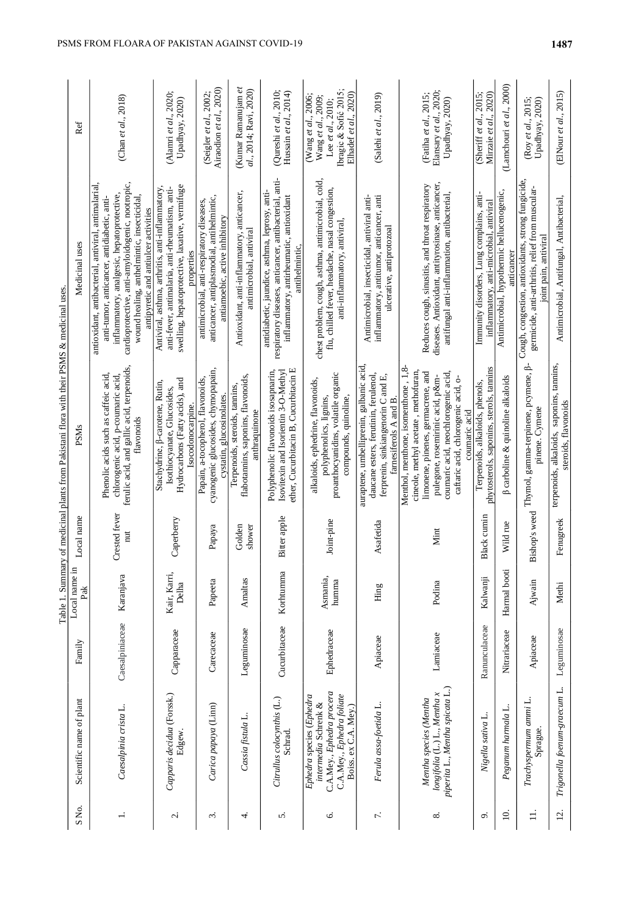Table 1. Summary of medicinal plants from Pakistani flora with their PSMS & medicinal uses.

| S No. | Scientific name of plant | Family | Local name in Pak | Local name | PSMs | Medicinal uses | Ref |
|---|---|---|---|---|---|---|---|
| 1. | *Caesalpinia crista* L. | Caesalpiniaceae | Karanjava | Crested fever nut | Phenolic acids such as caffeic acid, chlorogenic acid, p-coumaric acid, ferulic acid, and gallic acid, terpenoids, flavonoids | antioxidant, antibacterial, antiviral, antimalarial, anti-tumor, anticancer, antidiabetic, anti-inflammatory, analgesic, hepatoprotective, cardioprotective, anti-amyloidogenic, nootropic, wound healing, anthelmintic, insecticidal, antipyretic and antiulcer activities | (Chan *et al*., 2018) |
| 2. | *Capparis decidua* (Forssk.) Edgew. | Capparaceae | Kair, Karri, Delha | Caperberry | Stachydrine, β-carotene, Rutin, Isothiocyanate, Glucosides, Hydrocarbons (Fatty acids), and Isocodonocarpine. | Antiviral, asthma, arthritis, anti-inflammatory, anti-fever, antimalaria, anti-rheumatism, anti-swelling, hepatoprotective, laxative, vermifuge properties | (Alamri *et al*., 2020; Upadhyay, 2020) |
| 3. | *Carica papaya* (Linn) | Carecaceae | Papeeta | Papaya | Papain, a-tocopherol, flavonoids, cyanogenic glucosides, chymopapain, cystatin, glucosinolates. | antimicrobial, anti-respiratory diseases, anticancer, antiplasmodial, antihelmintic, antiamoebic, active inhibitory | (Seigler *et al*., 2002; Airaodion *et al*., 2020) |
| 4. | *Cassia fistula* L. | Leguminosae | Amaltas | Golden shower | Terpenoids, steroids, tannins, flabotannins, saponins, flavonoids, anthraquinone | Antioxidant, anti-inflammatory, anticancer, antimicrobial, antiviral | (Kumar Ramanujam *et al*., 2014; Ravi, 2020) |
| 5. | *Citrullus colocynthis* (L.) Schrad. | Cucurbitaceae | Korhtumma | Biter apple | Polyphenolic flavonoids isosaponarin, Isovitexin and Isorientin 3-O-Methyl ether, Cucurbitacin B, Cucurbitacin E | antidiabetic, jaundice, asthma, leprosy, anti-respiratory diseases, anticancer, antibacterial, anti-inflammatory, antirheumatic, antioxidant antihelmintic, | (Qureshi *et al*., 2010; Hussain *et al*., 2014) |
| 6. | *Ephedra* species (*Ephedra intermedia* Schrenk & C.A.Mey., *Ephedra procera* C.A.Mey., *Ephedra foliate* Boiss. ex C.A. Mey.) | Ephedraceae | Asmania, humma | Joint-pine | alkaloids, ephedrine, flavonoids, polyphenolics, lignins, proanthocyanidins, volatile organic compounds, quinoline, | chest problem, cough, asthma, antimicrobial, cold, flu, chilled fever, headache, nasal congestion, anti-inflammatory, antiviral, | (Wang *et al*., 2006; Wang *et al*., 2009; Lee *et al*., 2010; Ibragic & Sofić 2015; Elhadef *et al*., 2020) |
| 7. | *Ferula assa-foetida* L. | Apiaceae | Hing | Asafetida | auraptene, umbelliprenin, galbanic acid, daucane esters, feruitinin, ferulenol, ferprenin, sinkiangenorin C and E, farnesiferols A and B. | Antimicrobial, insecticidal, antiviral anti-inflammatory, antitumor, anticancer, anti ulcerative, antiprotozoal | (Salehi *et al*., 2019) |
| 8. | *Mentha* species (*Mentha longifolia* (L.) L., *Mentha x piperita* L., *Mentha spicata* L.) | Lamiaceae | Podina | Mint | Menthol, menthone, isomenthone, 1,8-cineole, methyl acetate, methofuran, limonene, pinenes, germacrene, and pulegone, rosemirinic acid, p&m-coumaric acid, neochlorogenic acid, caftaric acid, chlorogenic acid, o-coumaric acid | Reduces cough, sinusitis, and throat respiratory diseases. Antioxidant, antityrosinase, anticancer, antifungal anti-inflammation, antibacterial, | (Fatiha *et al*., 2015; Elansary *et al*., 2020; Upadhyay, 2020) |
| 9. | *Nigella sativa* L. | Ranunculaceae | Kalwanji | Black cumin | Terpenoids, alkaloids, phenols, phytosterols, saponins, sterols, tannins | Immunity disorders, Lung complains, anti-inflammatory, anti-microbial, antiviral | (Sheriff *et al*., 2015; Mirzaie *et al*., 2020) |
| 10. | *Peganum harmala* L. | Nitrariaceae | Harmal booti | Wild rue | β carboline & quinoline alkaloids | Antimicrobial, hypothermic hellucenogenic, anticancer | (Lamchouri *et al*., 2000) |
| 11. | *Trachyspermum ammi* L. Sprague. | Apiaceae | Ajwain | Bishop's weed | Thymol, gamma-terpinene, pcymene, β-pinene. Cymene | Cough, congestion, antioxidants, strong fungicide, germicide, anti-arthritis, relief from muscular-joint pain, antiviral | (Roy *et al*., 2015; Upadhyay, 2020) |
| 12. | *Trigonella foenum-graecum* L. | Leguminosae | Methi | Fenugreek | terpenoids, alkaloids, saponins, tannins, steroids, flavonoids | Antimicrobial, Antifungal, Antibacterial, | (ElNour *et al*., 2015) |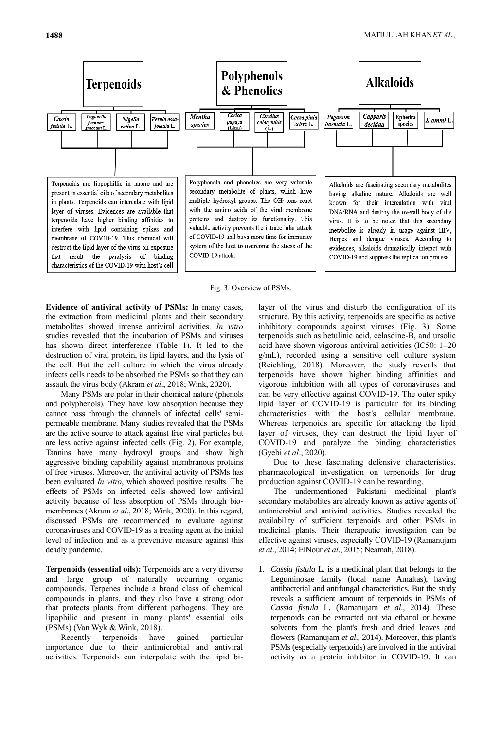**Terpenoids**

| *Cassia fistula* L. | *Trigonella foenum-graecum* L. | *Nigella sativa* L. | *Ferula assa-foetida* L. |
|---|---|---|---|

Terpenoids are lippophillic in nature and are present in essential oils of secondary metabolites in plants. Terpenoids can intercalate with lipid layer of viruses. Evidences are available that terpenoids have higher binding affinities to interfere with lipid containing spikes and membrane of COVID-19. This chemical will destruct the lipid layer of the virus on exposure that result the paralysis of binding characteristics of the COVID-19 with host's cell

**Polyphenols & Phenolics**

| *Mentha species* | *Carica papaya* (Linn) | *Citrullus colocynthis* (L.) | *Caesalpinia crista* L. |
|---|---|---|---|

Polyphenols and phenolics are very valuable secondary metabolite of plants, which have multiple hydroxyl groups. The OH⁻ ions react with the amino acids of the viral membrane proteins and destroy its functionality. This valuable activity prevents the intracellular attack of COVID-19 and buys more time for immunity system of the host to overcome the stress of the COVID-19 attack.

**Alkaloids**

| *Peganum harmala* L. | *Capparis decidua* | Ephedra species | *T. ammi* L. |
|---|---|---|---|

Alkaloids are fascinating secondary metabolites having alkaline nature. Alkaloids are well known for their intercalation with viral DNA/RNA and destroy the overall body of the virus. It is to be noted that this secondary metabolite is already in usage against HIV, Herpes and dengue viruses. According to evidences, alkaloids dramatically interact with COVID-19 and suppress the replication process.

Fig. 3. Overview of PSMs.

**Evidence of antiviral activity of PSMs:** In many cases, the extraction from medicinal plants and their secondary metabolites showed intense antiviral activities. *In vitro* studies revealed that the incubation of PSMs and viruses has shown direct interference (Table 1). It led to the destruction of viral protein, its lipid layers, and the lysis of the cell. But the cell culture in which the virus already infects cells needs to be absorbed the PSMs so that they can assault the virus body (Akram *et al*., 2018; Wink, 2020).

Many PSMs are polar in their chemical nature (phenols and polyphenols). They have low absorption because they cannot pass through the channels of infected cells' semi-permeable membrane. Many studies revealed that the PSMs are the active source to attack against free viral particles but are less active against infected cells (Fig. 2). For example, Tannins have many hydroxyl groups and show high aggressive binding capability against membranous proteins of free viruses. Moreover, the antiviral activity of PSMs has been evaluated *In vitro*, which showed positive results. The effects of PSMs on infected cells showed low antiviral activity because of less absorption of PSMs through bio-membranes (Akram *et al*., 2018; Wink, 2020). In this regard, discussed PSMs are recommended to evaluate against coronaviruses and COVID-19 as a treating agent at the initial level of infection and as a preventive measure against this deadly pandemic.

**Terpenoids (essential oils):** Terpenoids are a very diverse and large group of naturally occurring organic compounds. Terpenes include a broad class of chemical compounds in plants, and they also have a strong odor that protects plants from different pathogens. They are lipophilic and present in many plants' essential oils (PSMs) (Van Wyk & Wink, 2018).

Recently terpenoids have gained particular importance due to their antimicrobial and antiviral activities. Terpenoids can interpolate with the lipid bi-layer of the virus and disturb the configuration of its structure. By this activity, terpenoids are specific as active inhibitory compounds against viruses (Fig. 3). Some terpenoids such as betulinic acid, celasdine-B, and ursolic acid have shown vigorous antiviral activities (IC50: 1–20 g/mL), recorded using a sensitive cell culture system (Reichling, 2018). Moreover, the study reveals that terpenoids have shown higher binding affinities and vigorous inhibition with all types of coronaviruses and can be very effective against COVID-19. The outer spiky lipid layer of COVID-19 is particular for its binding characteristics with the host's cellular membrane. Whereas terpenoids are specific for attacking the lipid layer of viruses, they can destruct the lipid layer of COVID-19 and paralyze the binding characteristics (Gyebi *et al*., 2020).

Due to these fascinating defensive characteristics, pharmacological investigation on terpenoids for drug production against COVID-19 can be rewarding.

The undermentioned Pakistani medicinal plant's secondary metabolites are already known as active agents of antimicrobial and antiviral activities. Studies revealed the availability of sufficient terpenoids and other PSMs in medicinal plants. Their therapeutic investigation can be effective against viruses, especially COVID-19 (Ramanujam *et al*., 2014; ElNour *et al*., 2015; Neamah, 2018).

1. *Cassia fistula* L. is a medicinal plant that belongs to the Leguminosae family (local name Amaltas), having antibacterial and antifungal characteristics. But the study reveals a sufficient amount of terpenoids in PSMs of *Cassia fistula* L. (Ramanujam *et al*., 2014). These terpenoids can be extracted out via ethanol or hexane solvents from the plant's fresh and dried leaves and flowers (Ramanujam *et al*., 2014). Moreover, this plant's PSMs (especially terpenoids) are involved in the antiviral activity as a protein inhibitor in COVID-19. It can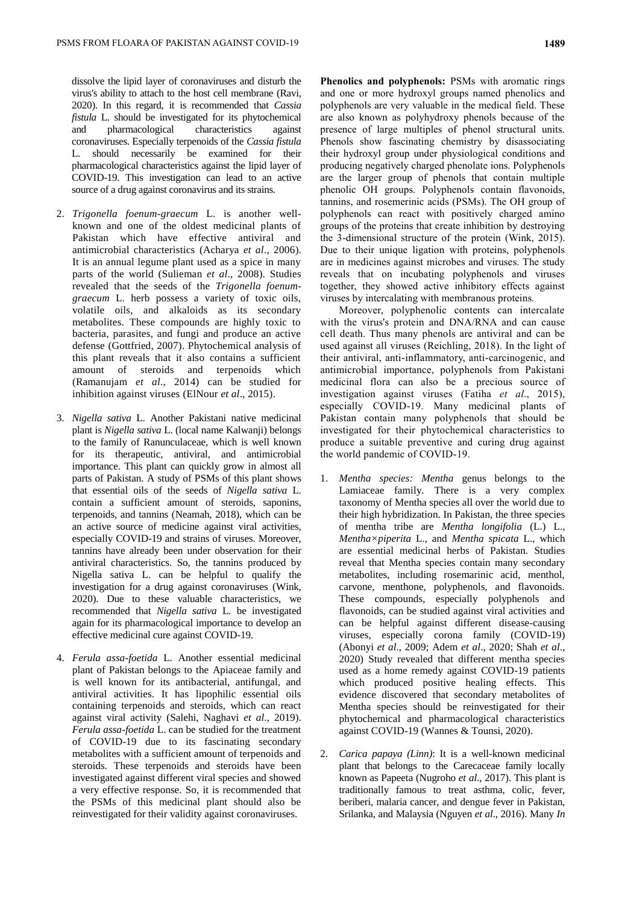dissolve the lipid layer of coronaviruses and disturb the virus's ability to attach to the host cell membrane (Ravi, 2020). In this regard, it is recommended that *Cassia fistula* L. should be investigated for its phytochemical and pharmacological characteristics against coronaviruses. Especially terpenoids of the *Cassia fistula* L. should necessarily be examined for their pharmacological characteristics against the lipid layer of COVID-19. This investigation can lead to an active source of a drug against coronavirus and its strains.

2. *Trigonella foenum-graecum* L. is another well-known and one of the oldest medicinal plants of Pakistan which have effective antiviral and antimicrobial characteristics (Acharya *et al*., 2006). It is an annual legume plant used as a spice in many parts of the world (Sulieman *et al*., 2008). Studies revealed that the seeds of the *Trigonella foenum-graecum* L. herb possess a variety of toxic oils, volatile oils, and alkaloids as its secondary metabolites. These compounds are highly toxic to bacteria, parasites, and fungi and produce an active defense (Gottfried, 2007). Phytochemical analysis of this plant reveals that it also contains a sufficient amount of steroids and terpenoids which (Ramanujam *et al*., 2014) can be studied for inhibition against viruses (ElNour *et al*., 2015).

3. *Nigella sativa* L. Another Pakistani native medicinal plant is *Nigella sativa* L. (local name Kalwanji) belongs to the family of Ranunculaceae, which is well known for its therapeutic, antiviral, and antimicrobial importance. This plant can quickly grow in almost all parts of Pakistan. A study of PSMs of this plant shows that essential oils of the seeds of *Nigella sativa* L. contain a sufficient amount of steroids, saponins, terpenoids, and tannins (Neamah, 2018), which can be an active source of medicine against viral activities, especially COVID-19 and strains of viruses. Moreover, tannins have already been under observation for their antiviral characteristics. So, the tannins produced by Nigella sativa L. can be helpful to qualify the investigation for a drug against coronaviruses (Wink, 2020). Due to these valuable characteristics, we recommended that *Nigella sativa* L. be investigated again for its pharmacological importance to develop an effective medicinal cure against COVID-19.

4. *Ferula assa-foetida* L. Another essential medicinal plant of Pakistan belongs to the Apiaceae family and is well known for its antibacterial, antifungal, and antiviral activities. It has lipophilic essential oils containing terpenoids and steroids, which can react against viral activity (Salehi, Naghavi *et al*., 2019). *Ferula assa-foetida* L. can be studied for the treatment of COVID-19 due to its fascinating secondary metabolites with a sufficient amount of terpenoids and steroids. These terpenoids and steroids have been investigated against different viral species and showed a very effective response. So, it is recommended that the PSMs of this medicinal plant should also be reinvestigated for their validity against coronaviruses.

**Phenolics and polyphenols:** PSMs with aromatic rings and one or more hydroxyl groups named phenolics and polyphenols are very valuable in the medical field. These are also known as polyhydroxy phenols because of the presence of large multiples of phenol structural units. Phenols show fascinating chemistry by disassociating their hydroxyl group under physiological conditions and producing negatively charged phenolate ions. Polyphenols are the larger group of phenols that contain multiple phenolic OH groups. Polyphenols contain flavonoids, tannins, and rosemerinic acids (PSMs). The OH group of polyphenols can react with positively charged amino groups of the proteins that create inhibition by destroying the 3-dimensional structure of the protein (Wink, 2015). Due to their unique ligation with proteins, polyphenols are in medicines against microbes and viruses. The study reveals that on incubating polyphenols and viruses together, they showed active inhibitory effects against viruses by intercalating with membranous proteins.

Moreover, polyphenolic contents can intercalate with the virus's protein and DNA/RNA and can cause cell death. Thus many phenols are antiviral and can be used against all viruses (Reichling, 2018). In the light of their antiviral, anti-inflammatory, anti-carcinogenic, and antimicrobial importance, polyphenols from Pakistani medicinal flora can also be a precious source of investigation against viruses (Fatiha *et al*., 2015), especially COVID-19. Many medicinal plants of Pakistan contain many polyphenols that should be investigated for their phytochemical characteristics to produce a suitable preventive and curing drug against the world pandemic of COVID-19.

1. *Mentha species: Mentha* genus belongs to the Lamiaceae family. There is a very complex taxonomy of Mentha species all over the world due to their high hybridization. In Pakistan, the three species of mentha tribe are *Mentha longifolia* (L.) L., *Mentha×piperita* L., and *Mentha spicata* L., which are essential medicinal herbs of Pakistan. Studies reveal that Mentha species contain many secondary metabolites, including rosemarinic acid, menthol, carvone, menthone, polyphenols, and flavonoids. These compounds, especially polyphenols and flavonoids, can be studied against viral activities and can be helpful against different disease-causing viruses, especially corona family (COVID-19) (Abonyi *et al*., 2009; Adem *et al*., 2020; Shah *et al*., 2020) Study revealed that different mentha species used as a home remedy against COVID-19 patients which produced positive healing effects. This evidence discovered that secondary metabolites of Mentha species should be reinvestigated for their phytochemical and pharmacological characteristics against COVID-19 (Wannes & Tounsi, 2020).

2. *Carica papaya (Linn)*: It is a well-known medicinal plant that belongs to the Carecaceae family locally known as Papeeta (Nugroho *et al*., 2017). This plant is traditionally famous to treat asthma, colic, fever, beriberi, malaria cancer, and dengue fever in Pakistan, Srilanka, and Malaysia (Nguyen *et al*., 2016). Many *In*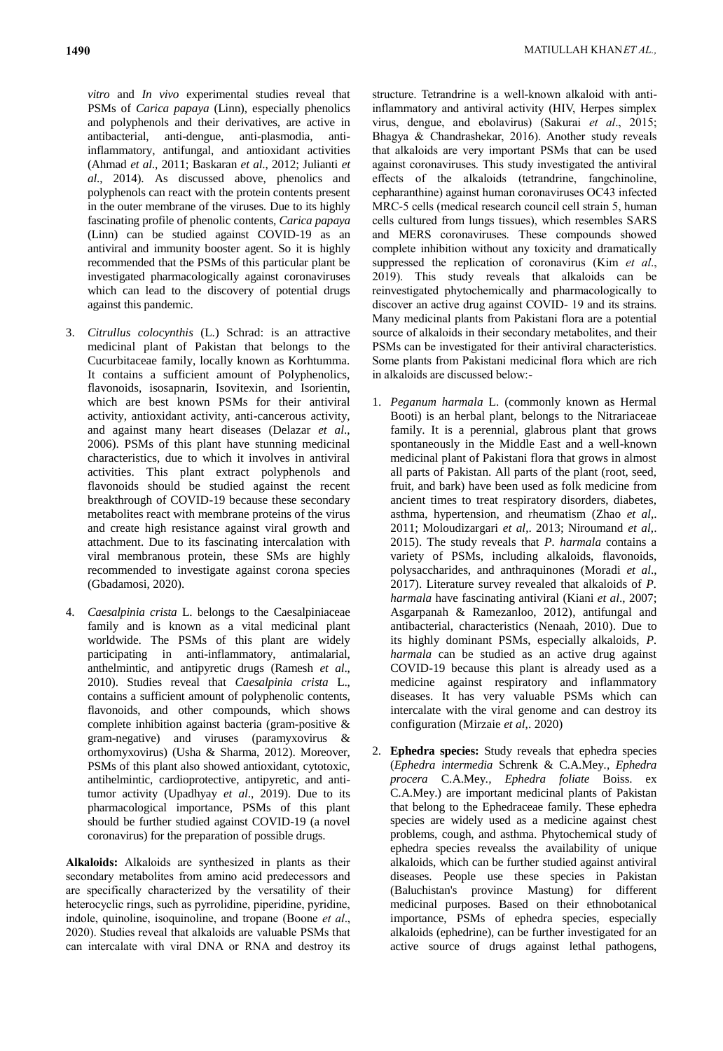*vitro* and *In vivo* experimental studies reveal that PSMs of *Carica papaya* (Linn), especially phenolics and polyphenols and their derivatives, are active in antibacterial, anti-dengue, anti-plasmodia, anti-inflammatory, antifungal, and antioxidant activities (Ahmad *et al*., 2011; Baskaran *et al*., 2012; Julianti *et al*., 2014). As discussed above, phenolics and polyphenols can react with the protein contents present in the outer membrane of the viruses. Due to its highly fascinating profile of phenolic contents, *Carica papaya* (Linn) can be studied against COVID-19 as an antiviral and immunity booster agent. So it is highly recommended that the PSMs of this particular plant be investigated pharmacologically against coronaviruses which can lead to the discovery of potential drugs against this pandemic.

3. *Citrullus colocynthis* (L.) Schrad: is an attractive medicinal plant of Pakistan that belongs to the Cucurbitaceae family, locally known as Korhtumma. It contains a sufficient amount of Polyphenolics, flavonoids, isosapnarin, Isovitexin, and Isorientin, which are best known PSMs for their antiviral activity, antioxidant activity, anti-cancerous activity, and against many heart diseases (Delazar *et al*., 2006). PSMs of this plant have stunning medicinal characteristics, due to which it involves in antiviral activities. This plant extract polyphenols and flavonoids should be studied against the recent breakthrough of COVID-19 because these secondary metabolites react with membrane proteins of the virus and create high resistance against viral growth and attachment. Due to its fascinating intercalation with viral membranous protein, these SMs are highly recommended to investigate against corona species (Gbadamosi, 2020).

4. *Caesalpinia crista* L. belongs to the Caesalpiniaceae family and is known as a vital medicinal plant worldwide. The PSMs of this plant are widely participating in anti-inflammatory, antimalarial, anthelmintic, and antipyretic drugs (Ramesh *et al*., 2010). Studies reveal that *Caesalpinia crista* L., contains a sufficient amount of polyphenolic contents, flavonoids, and other compounds, which shows complete inhibition against bacteria (gram-positive & gram-negative) and viruses (paramyxovirus & orthomyxovirus) (Usha & Sharma, 2012). Moreover, PSMs of this plant also showed antioxidant, cytotoxic, antihelmintic, cardioprotective, antipyretic, and anti-tumor activity (Upadhyay *et al*., 2019). Due to its pharmacological importance, PSMs of this plant should be further studied against COVID-19 (a novel coronavirus) for the preparation of possible drugs.

**Alkaloids:** Alkaloids are synthesized in plants as their secondary metabolites from amino acid predecessors and are specifically characterized by the versatility of their heterocyclic rings, such as pyrrolidine, piperidine, pyridine, indole, quinoline, isoquinoline, and tropane (Boone *et al*., 2020). Studies reveal that alkaloids are valuable PSMs that can intercalate with viral DNA or RNA and destroy its structure. Tetrandrine is a well-known alkaloid with anti-inflammatory and antiviral activity (HIV, Herpes simplex virus, dengue, and ebolavirus) (Sakurai *et al*., 2015; Bhagya & Chandrashekar, 2016). Another study reveals that alkaloids are very important PSMs that can be used against coronaviruses. This study investigated the antiviral effects of the alkaloids (tetrandrine, fangchinoline, cepharanthine) against human coronaviruses OC43 infected MRC-5 cells (medical research council cell strain 5, human cells cultured from lungs tissues), which resembles SARS and MERS coronaviruses. These compounds showed complete inhibition without any toxicity and dramatically suppressed the replication of coronavirus (Kim *et al*., 2019). This study reveals that alkaloids can be reinvestigated phytochemically and pharmacologically to discover an active drug against COVID- 19 and its strains. Many medicinal plants from Pakistani flora are a potential source of alkaloids in their secondary metabolites, and their PSMs can be investigated for their antiviral characteristics. Some plants from Pakistani medicinal flora which are rich in alkaloids are discussed below:-

1. *Peganum harmala* L. (commonly known as Hermal Booti) is an herbal plant, belongs to the Nitrariaceae family. It is a perennial, glabrous plant that grows spontaneously in the Middle East and a well-known medicinal plant of Pakistani flora that grows in almost all parts of Pakistan. All parts of the plant (root, seed, fruit, and bark) have been used as folk medicine from ancient times to treat respiratory disorders, diabetes, asthma, hypertension, and rheumatism (Zhao *et al*,. 2011; Moloudizargari *et al*,. 2013; Niroumand *et al*,. 2015). The study reveals that *P. harmala* contains a variety of PSMs, including alkaloids, flavonoids, polysaccharides, and anthraquinones (Moradi *et al*., 2017). Literature survey revealed that alkaloids of *P. harmala* have fascinating antiviral (Kiani *et al*., 2007; Asgarpanah & Ramezanloo, 2012), antifungal and antibacterial, characteristics (Nenaah, 2010). Due to its highly dominant PSMs, especially alkaloids, *P. harmala* can be studied as an active drug against COVID-19 because this plant is already used as a medicine against respiratory and inflammatory diseases. It has very valuable PSMs which can intercalate with the viral genome and can destroy its configuration (Mirzaie *et al*,. 2020)

2. **Ephedra species:** Study reveals that ephedra species (*Ephedra intermedia* Schrenk & C.A.Mey., *Ephedra procera* C.A.Mey., *Ephedra foliate* Boiss. ex C.A.Mey.) are important medicinal plants of Pakistan that belong to the Ephedraceae family. These ephedra species are widely used as a medicine against chest problems, cough, and asthma. Phytochemical study of ephedra species revealss the availability of unique alkaloids, which can be further studied against antiviral diseases. People use these species in Pakistan (Baluchistan's province Mastung) for different medicinal purposes. Based on their ethnobotanical importance, PSMs of ephedra species, especially alkaloids (ephedrine), can be further investigated for an active source of drugs against lethal pathogens,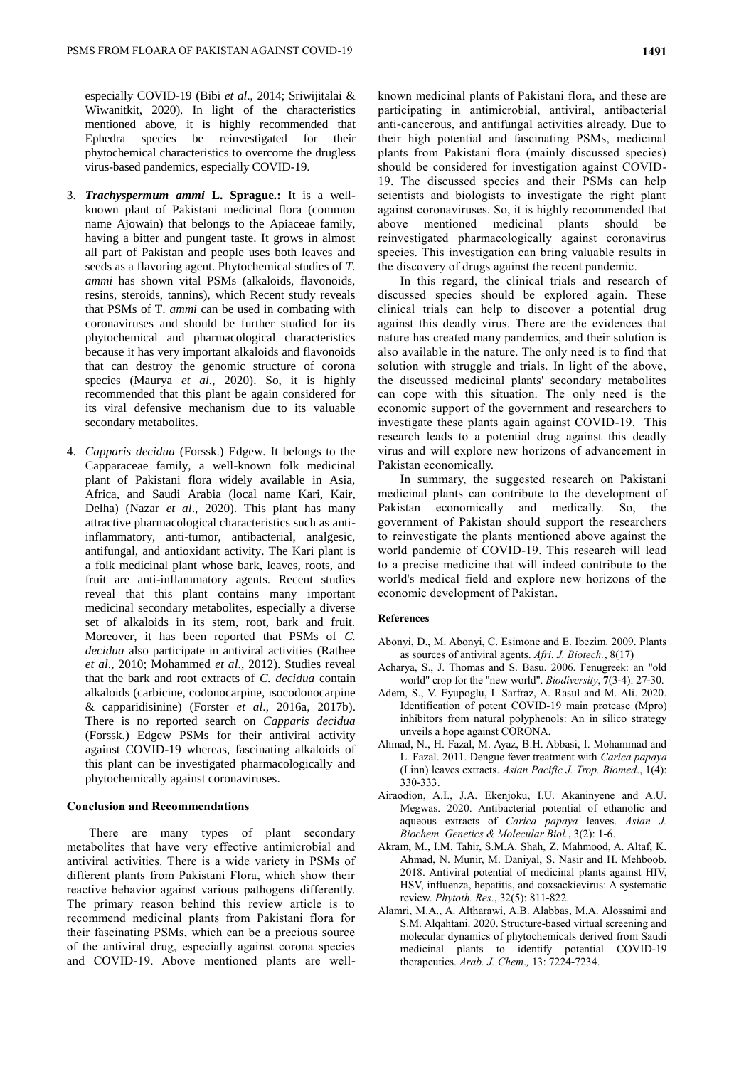especially COVID-19 (Bibi *et al*., 2014; Sriwijitalai & Wiwanitkit, 2020). In light of the characteristics mentioned above, it is highly recommended that Ephedra species be reinvestigated for their phytochemical characteristics to overcome the drugless virus-based pandemics, especially COVID-19.

3. ***Trachyspermum ammi* L. Sprague.:** It is a well-known plant of Pakistani medicinal flora (common name Ajowain) that belongs to the Apiaceae family, having a bitter and pungent taste. It grows in almost all part of Pakistan and people uses both leaves and seeds as a flavoring agent. Phytochemical studies of *T. ammi* has shown vital PSMs (alkaloids, flavonoids, resins, steroids, tannins), which Recent study reveals that PSMs of T. *ammi* can be used in combating with coronaviruses and should be further studied for its phytochemical and pharmacological characteristics because it has very important alkaloids and flavonoids that can destroy the genomic structure of corona species (Maurya *et al*., 2020). So, it is highly recommended that this plant be again considered for its viral defensive mechanism due to its valuable secondary metabolites.

4. *Capparis decidua* (Forssk.) Edgew. It belongs to the Capparaceae family, a well-known folk medicinal plant of Pakistani flora widely available in Asia, Africa, and Saudi Arabia (local name Kari, Kair, Delha) (Nazar *et al*., 2020). This plant has many attractive pharmacological characteristics such as anti-inflammatory, anti-tumor, antibacterial, analgesic, antifungal, and antioxidant activity. The Kari plant is a folk medicinal plant whose bark, leaves, roots, and fruit are anti-inflammatory agents. Recent studies reveal that this plant contains many important medicinal secondary metabolites, especially a diverse set of alkaloids in its stem, root, bark and fruit. Moreover, it has been reported that PSMs of *C. decidua* also participate in antiviral activities (Rathee *et al*., 2010; Mohammed *et al*., 2012). Studies reveal that the bark and root extracts of *C. decidua* contain alkaloids (carbicine, codonocarpine, isocodonocarpine & capparidisinine) (Forster *et al*., 2016a, 2017b). There is no reported search on *Capparis decidua* (Forssk.) Edgew PSMs for their antiviral activity against COVID-19 whereas, fascinating alkaloids of this plant can be investigated pharmacologically and phytochemically against coronaviruses.

## Conclusion and Recommendations

There are many types of plant secondary metabolites that have very effective antimicrobial and antiviral activities. There is a wide variety in PSMs of different plants from Pakistani Flora, which show their reactive behavior against various pathogens differently. The primary reason behind this review article is to recommend medicinal plants from Pakistani flora for their fascinating PSMs, which can be a precious source of the antiviral drug, especially against corona species and COVID-19. Above mentioned plants are well-known medicinal plants of Pakistani flora, and these are participating in antimicrobial, antiviral, antibacterial anti-cancerous, and antifungal activities already. Due to their high potential and fascinating PSMs, medicinal plants from Pakistani flora (mainly discussed species) should be considered for investigation against COVID-19. The discussed species and their PSMs can help scientists and biologists to investigate the right plant against coronaviruses. So, it is highly recommended that above mentioned medicinal plants should be reinvestigated pharmacologically against coronavirus species. This investigation can bring valuable results in the discovery of drugs against the recent pandemic.

In this regard, the clinical trials and research of discussed species should be explored again. These clinical trials can help to discover a potential drug against this deadly virus. There are the evidences that nature has created many pandemics, and their solution is also available in the nature. The only need is to find that solution with struggle and trials. In light of the above, the discussed medicinal plants' secondary metabolites can cope with this situation. The only need is the economic support of the government and researchers to investigate these plants again against COVID-19. This research leads to a potential drug against this deadly virus and will explore new horizons of advancement in Pakistan economically.

In summary, the suggested research on Pakistani medicinal plants can contribute to the development of Pakistan economically and medically. So, the government of Pakistan should support the researchers to reinvestigate the plants mentioned above against the world pandemic of COVID-19. This research will lead to a precise medicine that will indeed contribute to the world's medical field and explore new horizons of the economic development of Pakistan.

## References

Abonyi, D., M. Abonyi, C. Esimone and E. Ibezim. 2009. Plants as sources of antiviral agents. *Afri. J. Biotech.*, 8(17)

Acharya, S., J. Thomas and S. Basu. 2006. Fenugreek: an "old world" crop for the "new world". *Biodiversity*, **7**(3-4): 27-30.

Adem, S., V. Eyupoglu, I. Sarfraz, A. Rasul and M. Ali. 2020. Identification of potent COVID-19 main protease (Mpro) inhibitors from natural polyphenols: An in silico strategy unveils a hope against CORONA.

Ahmad, N., H. Fazal, M. Ayaz, B.H. Abbasi, I. Mohammad and L. Fazal. 2011. Dengue fever treatment with *Carica papaya* (Linn) leaves extracts. *Asian Pacific J. Trop. Biomed*., 1(4): 330-333.

Airaodion, A.I., J.A. Ekenjoku, I.U. Akaninyene and A.U. Megwas. 2020. Antibacterial potential of ethanolic and aqueous extracts of *Carica papaya* leaves. *Asian J. Biochem. Genetics & Molecular Biol.*, 3(2): 1-6.

Akram, M., I.M. Tahir, S.M.A. Shah, Z. Mahmood, A. Altaf, K. Ahmad, N. Munir, M. Daniyal, S. Nasir and H. Mehboob. 2018. Antiviral potential of medicinal plants against HIV, HSV, influenza, hepatitis, and coxsackievirus: A systematic review. *Phytoth. Res*., 32(5): 811-822.

Alamri, M.A., A. Altharawi, A.B. Alabbas, M.A. Alossaimi and S.M. Alqahtani. 2020. Structure-based virtual screening and molecular dynamics of phytochemicals derived from Saudi medicinal plants to identify potential COVID-19 therapeutics. *Arab. J. Chem.,* 13: 7224-7234.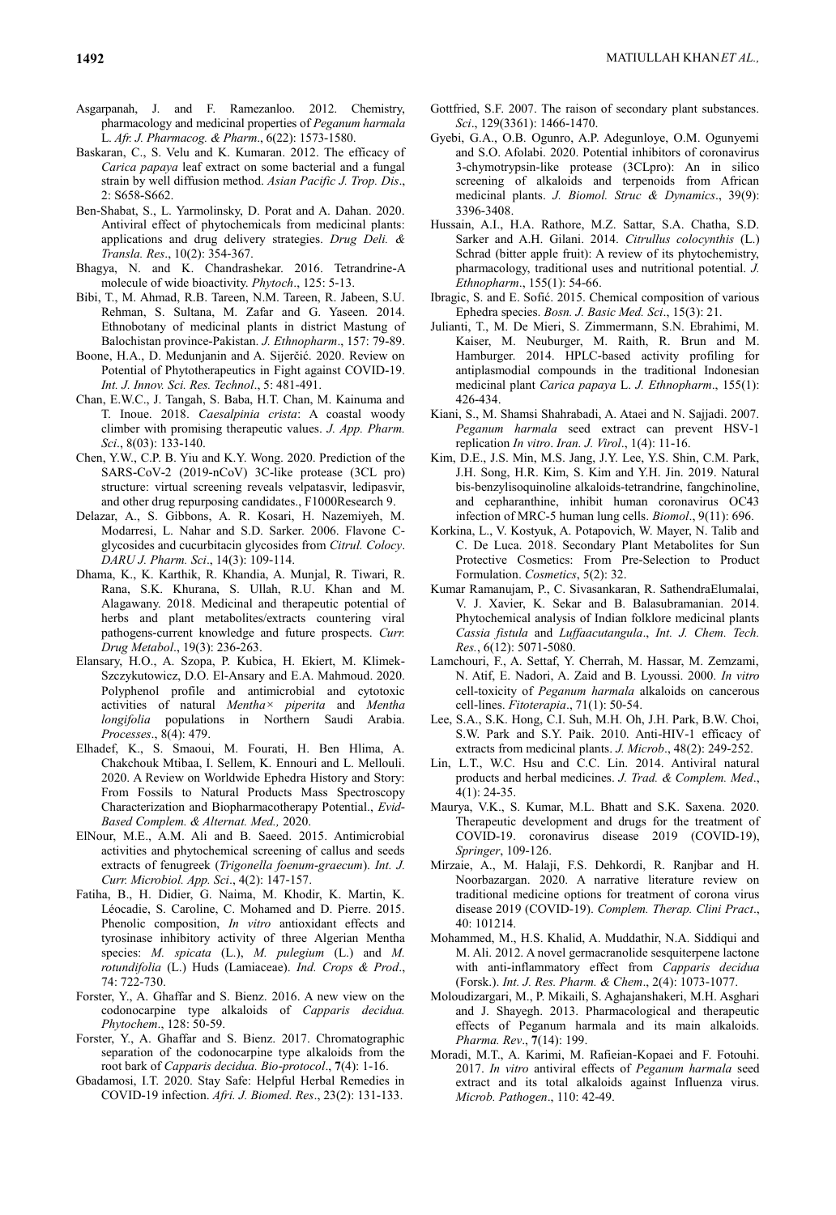Asgarpanah, J. and F. Ramezanloo. 2012. Chemistry, pharmacology and medicinal properties of *Peganum harmala* L. *Afr. J. Pharmacog. & Pharm*., 6(22): 1573-1580.

Baskaran, C., S. Velu and K. Kumaran. 2012. The efficacy of *Carica papaya* leaf extract on some bacterial and a fungal strain by well diffusion method. *Asian Pacific J. Trop. Dis*., 2: S658-S662.

Ben-Shabat, S., L. Yarmolinsky, D. Porat and A. Dahan. 2020. Antiviral effect of phytochemicals from medicinal plants: applications and drug delivery strategies. *Drug Deli. & Transla. Res*., 10(2): 354-367.

Bhagya, N. and K. Chandrashekar. 2016. Tetrandrine-A molecule of wide bioactivity. *Phytoch*., 125: 5-13.

Bibi, T., M. Ahmad, R.B. Tareen, N.M. Tareen, R. Jabeen, S.U. Rehman, S. Sultana, M. Zafar and G. Yaseen. 2014. Ethnobotany of medicinal plants in district Mastung of Balochistan province-Pakistan. *J. Ethnopharm*., 157: 79-89.

Boone, H.A., D. Medunjanin and A. Sijerčić. 2020. Review on Potential of Phytotherapeutics in Fight against COVID-19. *Int. J. Innov. Sci. Res. Technol*., 5: 481-491.

Chan, E.W.C., J. Tangah, S. Baba, H.T. Chan, M. Kainuma and T. Inoue. 2018. *Caesalpinia crista*: A coastal woody climber with promising therapeutic values. *J. App. Pharm. Sci*., 8(03): 133-140.

Chen, Y.W., C.P. B. Yiu and K.Y. Wong. 2020. Prediction of the SARS-CoV-2 (2019-nCoV) 3C-like protease (3CL pro) structure: virtual screening reveals velpatasvir, ledipasvir, and other drug repurposing candidates., F1000Research 9.

Delazar, A., S. Gibbons, A. R. Kosari, H. Nazemiyeh, M. Modarresi, L. Nahar and S.D. Sarker. 2006. Flavone C-glycosides and cucurbitacin glycosides from *Citrul. Colocy*. *DARU J. Pharm. Sci*., 14(3): 109-114.

Dhama, K., K. Karthik, R. Khandia, A. Munjal, R. Tiwari, R. Rana, S.K. Khurana, S. Ullah, R.U. Khan and M. Alagawany. 2018. Medicinal and therapeutic potential of herbs and plant metabolites/extracts countering viral pathogens-current knowledge and future prospects. *Curr. Drug Metabol*., 19(3): 236-263.

Elansary, H.O., A. Szopa, P. Kubica, H. Ekiert, M. Klimek-Szczykutowicz, D.O. El-Ansary and E.A. Mahmoud. 2020. Polyphenol profile and antimicrobial and cytotoxic activities of natural *Mentha× piperita* and *Mentha longifolia* populations in Northern Saudi Arabia. *Processes*., 8(4): 479.

Elhadef, K., S. Smaoui, M. Fourati, H. Ben Hlima, A. Chakchouk Mtibaa, I. Sellem, K. Ennouri and L. Mellouli. 2020. A Review on Worldwide Ephedra History and Story: From Fossils to Natural Products Mass Spectroscopy Characterization and Biopharmacotherapy Potential., *Evid-Based Complem. & Alternat. Med.,* 2020.

ElNour, M.E., A.M. Ali and B. Saeed. 2015. Antimicrobial activities and phytochemical screening of callus and seeds extracts of fenugreek (*Trigonella foenum-graecum*). *Int. J. Curr. Microbiol. App. Sci*., 4(2): 147-157.

Fatiha, B., H. Didier, G. Naima, M. Khodir, K. Martin, K. Léocadie, S. Caroline, C. Mohamed and D. Pierre. 2015. Phenolic composition, *In vitro* antioxidant effects and tyrosinase inhibitory activity of three Algerian Mentha species: *M. spicata* (L.), *M. pulegium* (L.) and *M. rotundifolia* (L.) Huds (Lamiaceae). *Ind. Crops & Prod*., 74: 722-730.

Forster, Y., A. Ghaffar and S. Bienz. 2016. A new view on the codonocarpine type alkaloids of *Capparis decidua. Phytochem*., 128: 50-59.

Forster, Y., A. Ghaffar and S. Bienz. 2017. Chromatographic separation of the codonocarpine type alkaloids from the root bark of *Capparis decidua. Bio-protocol*., 7(4): 1-16.

Gbadamosi, I.T. 2020. Stay Safe: Helpful Herbal Remedies in COVID-19 infection. *Afri. J. Biomed. Res*., 23(2): 131-133.

Gottfried, S.F. 2007. The raison of secondary plant substances. *Sci*., 129(3361): 1466-1470.

Gyebi, G.A., O.B. Ogunro, A.P. Adegunloye, O.M. Ogunyemi and S.O. Afolabi. 2020. Potential inhibitors of coronavirus 3-chymotrypsin-like protease (3CLpro): An in silico screening of alkaloids and terpenoids from African medicinal plants. *J. Biomol. Struc & Dynamics*., 39(9): 3396-3408.

Hussain, A.I., H.A. Rathore, M.Z. Sattar, S.A. Chatha, S.D. Sarker and A.H. Gilani. 2014. *Citrullus colocynthis* (L.) Schrad (bitter apple fruit): A review of its phytochemistry, pharmacology, traditional uses and nutritional potential. *J. Ethnopharm*., 155(1): 54-66.

Ibragic, S. and E. Sofić. 2015. Chemical composition of various Ephedra species. *Bosn. J. Basic Med. Sci*., 15(3): 21.

Julianti, T., M. De Mieri, S. Zimmermann, S.N. Ebrahimi, M. Kaiser, M. Neuburger, M. Raith, R. Brun and M. Hamburger. 2014. HPLC-based activity profiling for antiplasmodial compounds in the traditional Indonesian medicinal plant *Carica papaya* L. *J. Ethnopharm*., 155(1): 426-434.

Kiani, S., M. Shamsi Shahrabadi, A. Ataei and N. Sajjadi. 2007. *Peganum harmala* seed extract can prevent HSV-1 replication *In vitro*. *Iran. J. Virol*., 1(4): 11-16.

Kim, D.E., J.S. Min, M.S. Jang, J.Y. Lee, Y.S. Shin, C.M. Park, J.H. Song, H.R. Kim, S. Kim and Y.H. Jin. 2019. Natural bis-benzylisoquinoline alkaloids-tetrandrine, fangchinoline, and cepharanthine, inhibit human coronavirus OC43 infection of MRC-5 human lung cells. *Biomol*., 9(11): 696.

Korkina, L., V. Kostyuk, A. Potapovich, W. Mayer, N. Talib and C. De Luca. 2018. Secondary Plant Metabolites for Sun Protective Cosmetics: From Pre-Selection to Product Formulation. *Cosmetics*, 5(2): 32.

Kumar Ramanujam, P., C. Sivasankaran, R. SathendraElumalai, V. J. Xavier, K. Sekar and B. Balasubramanian. 2014. Phytochemical analysis of Indian folklore medicinal plants *Cassia fistula* and *Luffaacutangula*., *Int. J. Chem. Tech. Res.*, 6(12): 5071-5080.

Lamchouri, F., A. Settaf, Y. Cherrah, M. Hassar, M. Zemzami, N. Atif, E. Nadori, A. Zaid and B. Lyoussi. 2000. *In vitro* cell-toxicity of *Peganum harmala* alkaloids on cancerous cell-lines. *Fitoterapia*., 71(1): 50-54.

Lee, S.A., S.K. Hong, C.I. Suh, M.H. Oh, J.H. Park, B.W. Choi, S.W. Park and S.Y. Paik. 2010. Anti-HIV-1 efficacy of extracts from medicinal plants. *J. Microb*., 48(2): 249-252.

Lin, L.T., W.C. Hsu and C.C. Lin. 2014. Antiviral natural products and herbal medicines. *J. Trad. & Complem. Med*., 4(1): 24-35.

Maurya, V.K., S. Kumar, M.L. Bhatt and S.K. Saxena. 2020. Therapeutic development and drugs for the treatment of COVID-19. coronavirus disease 2019 (COVID-19), *Springer*, 109-126.

Mirzaie, A., M. Halaji, F.S. Dehkordi, R. Ranjbar and H. Noorbazargan. 2020. A narrative literature review on traditional medicine options for treatment of corona virus disease 2019 (COVID-19). *Complem. Therap. Clini Pract*., 40: 101214.

Mohammed, M., H.S. Khalid, A. Muddathir, N.A. Siddiqui and M. Ali. 2012. A novel germacranolide sesquiterpene lactone with anti-inflammatory effect from *Capparis decidua* (Forsk.). *Int. J. Res. Pharm. & Chem*., 2(4): 1073-1077.

Moloudizargari, M., P. Mikaili, S. Aghajanshakeri, M.H. Asghari and J. Shayegh. 2013. Pharmacological and therapeutic effects of Peganum harmala and its main alkaloids. *Pharma. Rev*., 7(14): 199.

Moradi, M.T., A. Karimi, M. Rafieian-Kopaei and F. Fotouhi. 2017. *In vitro* antiviral effects of *Peganum harmala* seed extract and its total alkaloids against Influenza virus. *Microb. Pathogen*., 110: 42-49.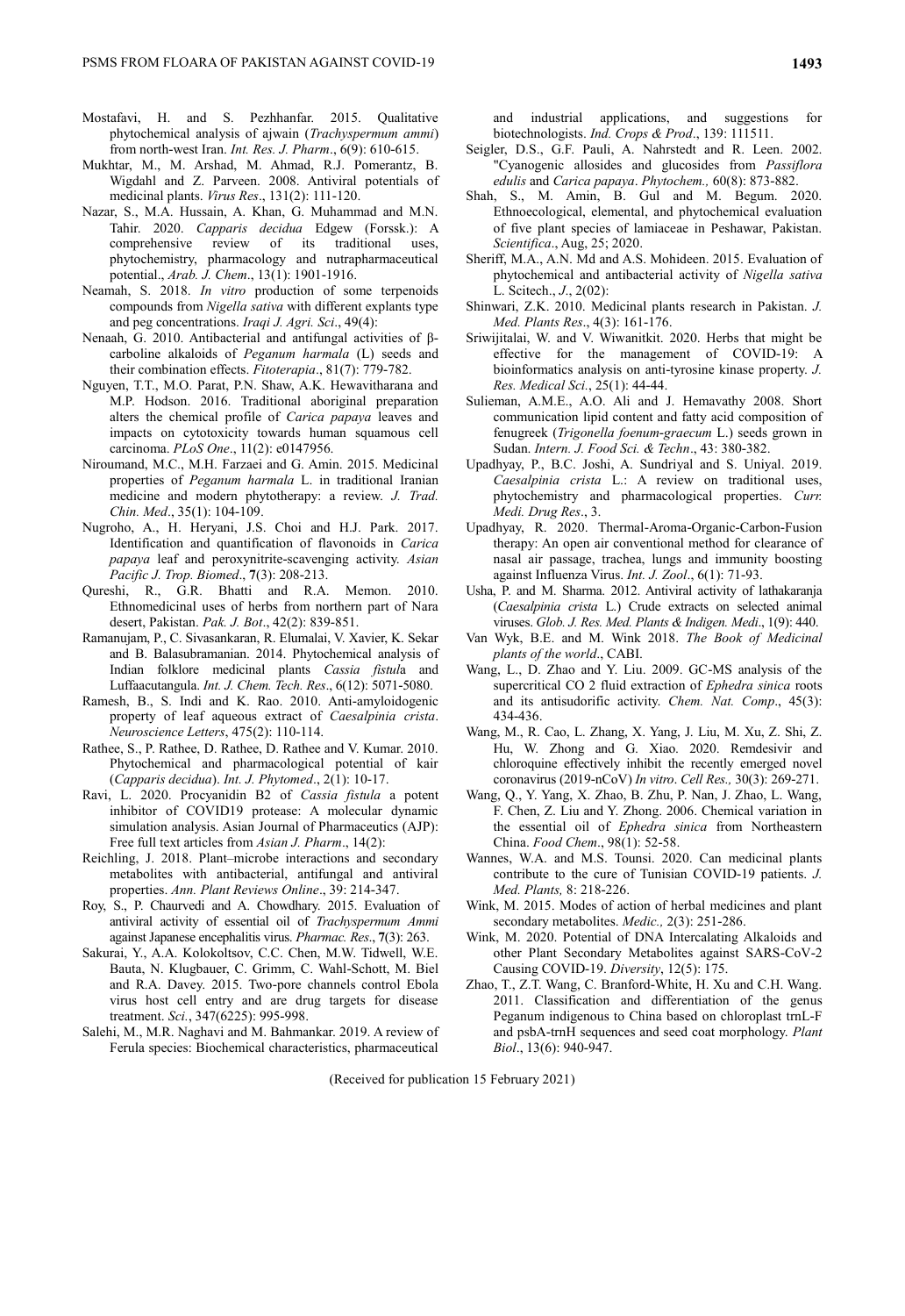Mostafavi, H. and S. Pezhhanfar. 2015. Qualitative phytochemical analysis of ajwain (*Trachyspermum ammi*) from north-west Iran. *Int. Res. J. Pharm*., 6(9): 610-615.

Mukhtar, M., M. Arshad, M. Ahmad, R.J. Pomerantz, B. Wigdahl and Z. Parveen. 2008. Antiviral potentials of medicinal plants. *Virus Res*., 131(2): 111-120.

Nazar, S., M.A. Hussain, A. Khan, G. Muhammad and M.N. Tahir. 2020. *Capparis decidua* Edgew (Forssk.): A comprehensive review of its traditional uses, phytochemistry, pharmacology and nutrapharmaceutical potential., *Arab. J. Chem*., 13(1): 1901-1916.

Neamah, S. 2018. *In vitro* production of some terpenoids compounds from *Nigella sativa* with different explants type and peg concentrations. *Iraqi J. Agri. Sci*., 49(4):

Nenaah, G. 2010. Antibacterial and antifungal activities of β-carboline alkaloids of *Peganum harmala* (L) seeds and their combination effects. *Fitoterapia*., 81(7): 779-782.

Nguyen, T.T., M.O. Parat, P.N. Shaw, A.K. Hewavitharana and M.P. Hodson. 2016. Traditional aboriginal preparation alters the chemical profile of *Carica papaya* leaves and impacts on cytotoxicity towards human squamous cell carcinoma. *PLoS One*., 11(2): e0147956.

Niroumand, M.C., M.H. Farzaei and G. Amin. 2015. Medicinal properties of *Peganum harmala* L. in traditional Iranian medicine and modern phytotherapy: a review. *J. Trad. Chin. Med*., 35(1): 104-109.

Nugroho, A., H. Heryani, J.S. Choi and H.J. Park. 2017. Identification and quantification of flavonoids in *Carica papaya* leaf and peroxynitrite-scavenging activity. *Asian Pacific J. Trop. Biomed*., **7**(3): 208-213.

Qureshi, R., G.R. Bhatti and R.A. Memon. 2010. Ethnomedicinal uses of herbs from northern part of Nara desert, Pakistan. *Pak. J. Bot*., 42(2): 839-851.

Ramanujam, P., C. Sivasankaran, R. Elumalai, V. Xavier, K. Sekar and B. Balasubramanian. 2014. Phytochemical analysis of Indian folklore medicinal plants *Cassia fistul*a and Luffaacutangula. *Int. J. Chem. Tech. Res*., 6(12): 5071-5080.

Ramesh, B., S. Indi and K. Rao. 2010. Anti-amyloidogenic property of leaf aqueous extract of *Caesalpinia crista*. *Neuroscience Letters*, 475(2): 110-114.

Rathee, S., P. Rathee, D. Rathee, D. Rathee and V. Kumar. 2010. Phytochemical and pharmacological potential of kair (*Capparis decidua*). *Int. J. Phytomed*., 2(1): 10-17.

Ravi, L. 2020. Procyanidin B2 of *Cassia fistula* a potent inhibitor of COVID19 protease: A molecular dynamic simulation analysis. Asian Journal of Pharmaceutics (AJP): Free full text articles from *Asian J. Pharm*., 14(2):

Reichling, J. 2018. Plant–microbe interactions and secondary metabolites with antibacterial, antifungal and antiviral properties. *Ann. Plant Reviews Online*., 39: 214-347.

Roy, S., P. Chaurvedi and A. Chowdhary. 2015. Evaluation of antiviral activity of essential oil of *Trachyspermum Ammi* against Japanese encephalitis virus. *Pharmac. Res*., **7**(3): 263.

Sakurai, Y., A.A. Kolokoltsov, C.C. Chen, M.W. Tidwell, W.E. Bauta, N. Klugbauer, C. Grimm, C. Wahl-Schott, M. Biel and R.A. Davey. 2015. Two-pore channels control Ebola virus host cell entry and are drug targets for disease treatment. *Sci.*, 347(6225): 995-998.

Salehi, M., M.R. Naghavi and M. Bahmankar. 2019. A review of Ferula species: Biochemical characteristics, pharmaceutical and industrial applications, and suggestions for biotechnologists. *Ind. Crops & Prod*., 139: 111511.

Seigler, D.S., G.F. Pauli, A. Nahrstedt and R. Leen. 2002. "Cyanogenic allosides and glucosides from *Passiflora edulis* and *Carica papaya*. *Phytochem.,* 60(8): 873-882.

Shah, S., M. Amin, B. Gul and M. Begum. 2020. Ethnoecological, elemental, and phytochemical evaluation of five plant species of lamiaceae in Peshawar, Pakistan. *Scientifica*., Aug, 25; 2020.

Sheriff, M.A., A.N. Md and A.S. Mohideen. 2015. Evaluation of phytochemical and antibacterial activity of *Nigella sativa* L. Scitech., *J*., 2(02):

Shinwari, Z.K. 2010. Medicinal plants research in Pakistan. *J. Med. Plants Res*., 4(3): 161-176.

Sriwijitalai, W. and V. Wiwanitkit. 2020. Herbs that might be effective for the management of COVID-19: A bioinformatics analysis on anti-tyrosine kinase property. *J. Res. Medical Sci.*, 25(1): 44-44.

Sulieman, A.M.E., A.O. Ali and J. Hemavathy 2008. Short communication lipid content and fatty acid composition of fenugreek (*Trigonella foenum-graecum* L.) seeds grown in Sudan. *Intern. J. Food Sci. & Techn*., 43: 380-382.

Upadhyay, P., B.C. Joshi, A. Sundriyal and S. Uniyal. 2019. *Caesalpinia crista* L.: A review on traditional uses, phytochemistry and pharmacological properties. *Curr. Medi. Drug Res*., 3.

Upadhyay, R. 2020. Thermal-Aroma-Organic-Carbon-Fusion therapy: An open air conventional method for clearance of nasal air passage, trachea, lungs and immunity boosting against Influenza Virus. *Int. J. Zool*., 6(1): 71-93.

Usha, P. and M. Sharma. 2012. Antiviral activity of lathakaranja (*Caesalpinia crista* L.) Crude extracts on selected animal viruses. *Glob. J. Res. Med. Plants & Indigen. Medi*., 1(9): 440.

Van Wyk, B.E. and M. Wink 2018. *The Book of Medicinal plants of the world*., CABI.

Wang, L., D. Zhao and Y. Liu. 2009. GC-MS analysis of the supercritical CO 2 fluid extraction of *Ephedra sinica* roots and its antisudorific activity. *Chem. Nat. Comp*., 45(3): 434-436.

Wang, M., R. Cao, L. Zhang, X. Yang, J. Liu, M. Xu, Z. Shi, Z. Hu, W. Zhong and G. Xiao. 2020. Remdesivir and chloroquine effectively inhibit the recently emerged novel coronavirus (2019-nCoV) *In vitro*. *Cell Res.,* 30(3): 269-271.

Wang, Q., Y. Yang, X. Zhao, B. Zhu, P. Nan, J. Zhao, L. Wang, F. Chen, Z. Liu and Y. Zhong. 2006. Chemical variation in the essential oil of *Ephedra sinica* from Northeastern China. *Food Chem*., 98(1): 52-58.

Wannes, W.A. and M.S. Tounsi. 2020. Can medicinal plants contribute to the cure of Tunisian COVID-19 patients. *J. Med. Plants,* 8: 218-226.

Wink, M. 2015. Modes of action of herbal medicines and plant secondary metabolites. *Medic.,* 2(3): 251-286.

Wink, M. 2020. Potential of DNA Intercalating Alkaloids and other Plant Secondary Metabolites against SARS-CoV-2 Causing COVID-19. *Diversity*, 12(5): 175.

Zhao, T., Z.T. Wang, C. Branford-White, H. Xu and C.H. Wang. 2011. Classification and differentiation of the genus Peganum indigenous to China based on chloroplast trnL-F and psbA-trnH sequences and seed coat morphology. *Plant Biol*., 13(6): 940-947.

(Received for publication 15 February 2021)